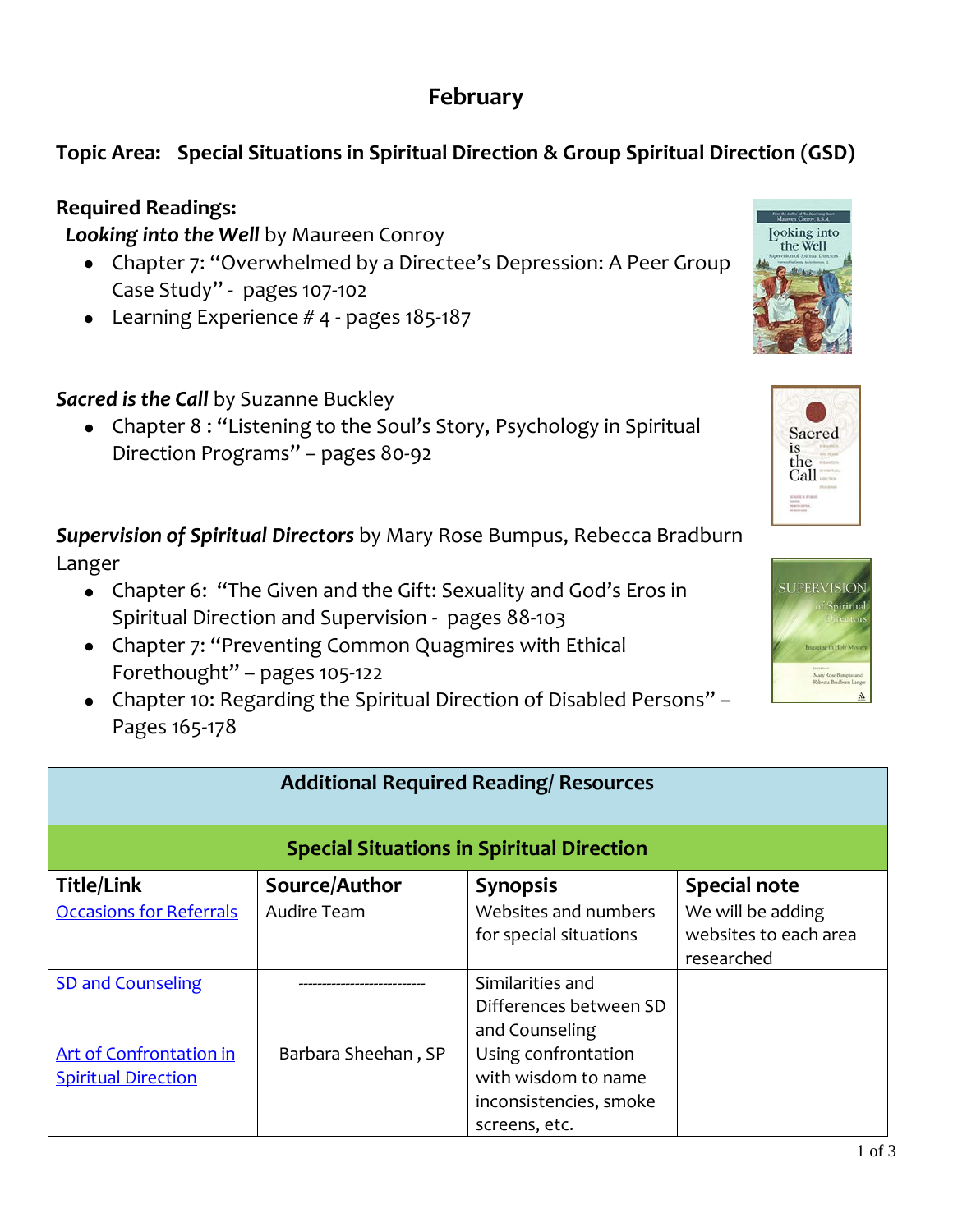# February

## Topic Area: Special Situations in Spiritual Direction & Group Spiritual Direction (GSD)

**Required Readings:**

***Looking into the Well*** by Maureen Conroy

- Chapter 7: "Overwhelmed by a Directee's Depression: A Peer Group Case Study" - pages 107-102
- Learning Experience # 4 - pages 185-187

***Sacred is the Call*** by Suzanne Buckley

- Chapter 8 : "Listening to the Soul's Story, Psychology in Spiritual Direction Programs" – pages 80-92

***Supervision of Spiritual Directors*** by Mary Rose Bumpus, Rebecca Bradburn Langer

- Chapter 6: "The Given and the Gift: Sexuality and God's Eros in Spiritual Direction and Supervision - pages 88-103
- Chapter 7: "Preventing Common Quagmires with Ethical Forethought" – pages 105-122
- Chapter 10: Regarding the Spiritual Direction of Disabled Persons" – Pages 165-178

| **Additional Required Reading/ Resources** | | | |
|---|---|---|---|
| **Special Situations in Spiritual Direction** | | | |
| **Title/Link** | **Source/Author** | **Synopsis** | **Special note** |
| Occasions for Referrals | Audire Team | Websites and numbers for special situations | We will be adding websites to each area researched |
| SD and Counseling | -------------------------- | Similarities and Differences between SD and Counseling | |
| Art of Confrontation in Spiritual Direction | Barbara Sheehan , SP | Using confrontation with wisdom to name inconsistencies, smoke screens, etc. | |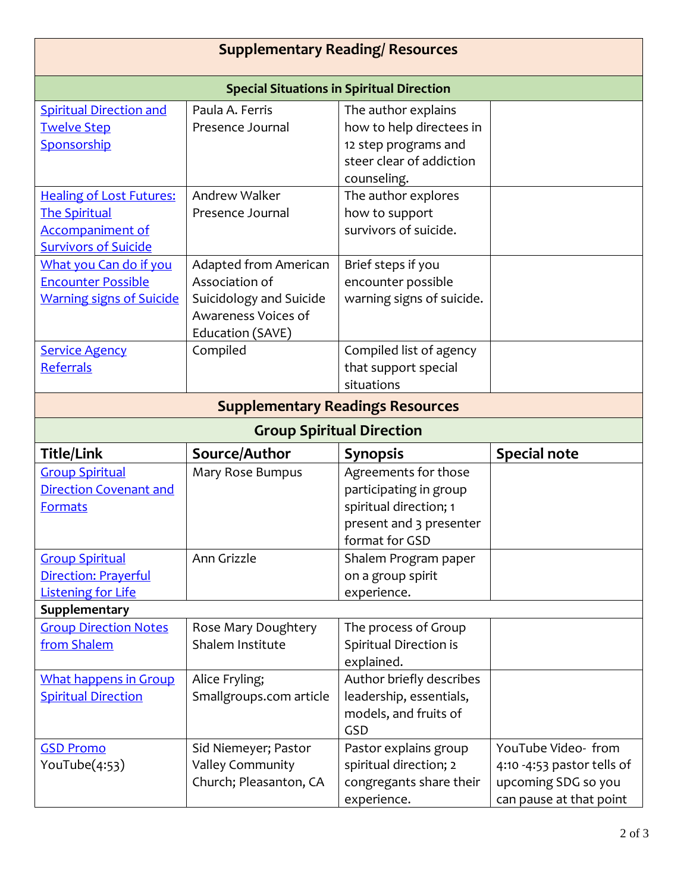| Supplementary Reading/ Resources | | | |
|---|---|---|---|
| **Special Situations in Spiritual Direction** | | | |
| Spiritual Direction and Twelve Step Sponsorship | Paula A. Ferris Presence Journal | The author explains how to help directees in 12 step programs and steer clear of addiction counseling. | |
| Healing of Lost Futures: The Spiritual Accompaniment of Survivors of Suicide | Andrew Walker Presence Journal | The author explores how to support survivors of suicide. | |
| What you Can do if you Encounter Possible Warning signs of Suicide | Adapted from American Association of Suicidology and Suicide Awareness Voices of Education (SAVE) | Brief steps if you encounter possible warning signs of suicide. | |
| Service Agency Referrals | Compiled | Compiled list of agency that support special situations | |

| Supplementary Readings Resources | | | |
|---|---|---|---|
| **Group Spiritual Direction** | | | |
| **Title/Link** | **Source/Author** | **Synopsis** | **Special note** |
| Group Spiritual Direction Covenant and Formats | Mary Rose Bumpus | Agreements for those participating in group spiritual direction; 1 present and 3 presenter format for GSD | |
| Group Spiritual Direction: Prayerful Listening for Life | Ann Grizzle | Shalem Program paper on a group spirit experience. | |
| **Supplementary** | | | |
| Group Direction Notes from Shalem | Rose Mary Doughtery Shalem Institute | The process of Group Spiritual Direction is explained. | |
| What happens in Group Spiritual Direction | Alice Fryling; Smallgroups.com article | Author briefly describes leadership, essentials, models, and fruits of GSD | |
| GSD Promo YouTube(4:53) | Sid Niemeyer; Pastor Valley Community Church; Pleasanton, CA | Pastor explains group spiritual direction; 2 congregants share their experience. | YouTube Video- from 4:10 -4:53 pastor tells of upcoming SDG so you can pause at that point |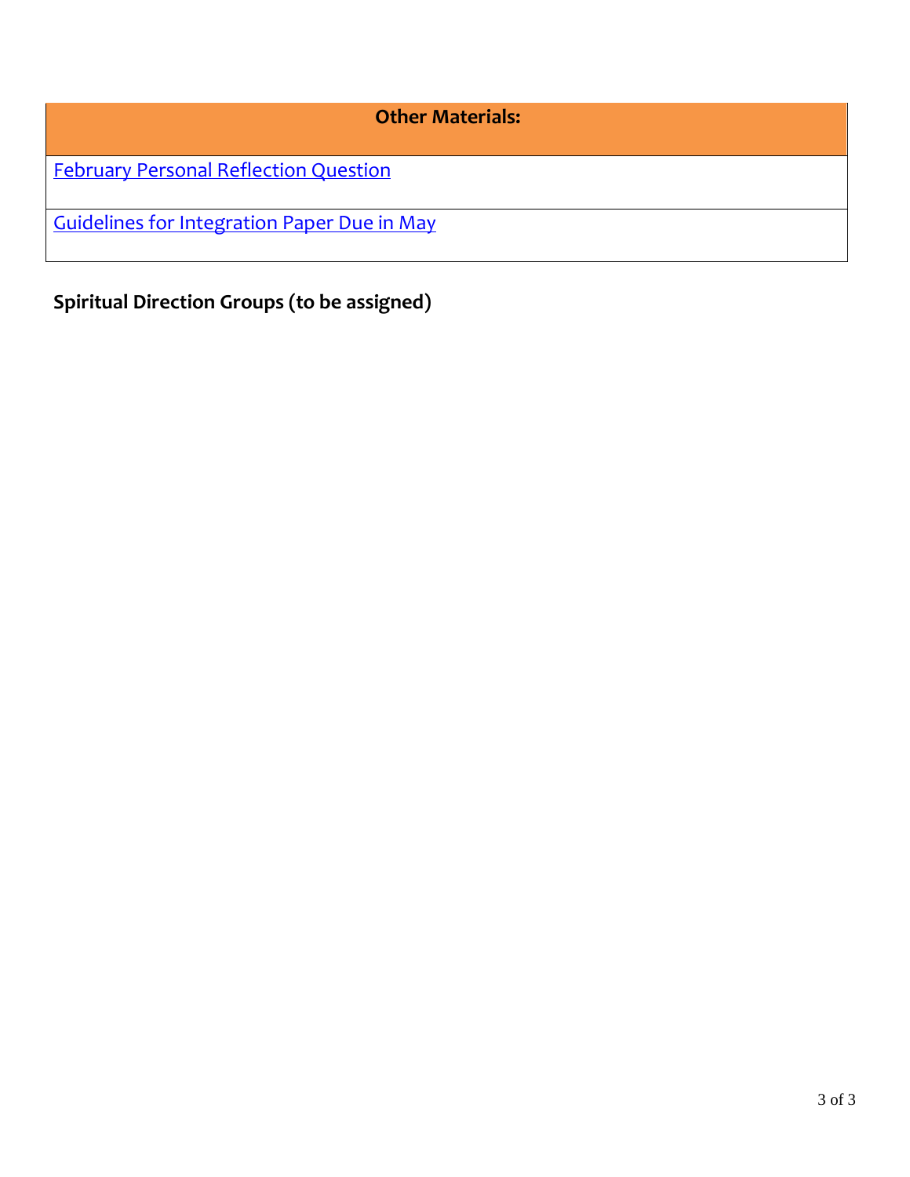| Other Materials: |
| --- |
| February Personal Reflection Question |
| Guidelines for Integration Paper Due in May |

**Spiritual Direction Groups (to be assigned)**